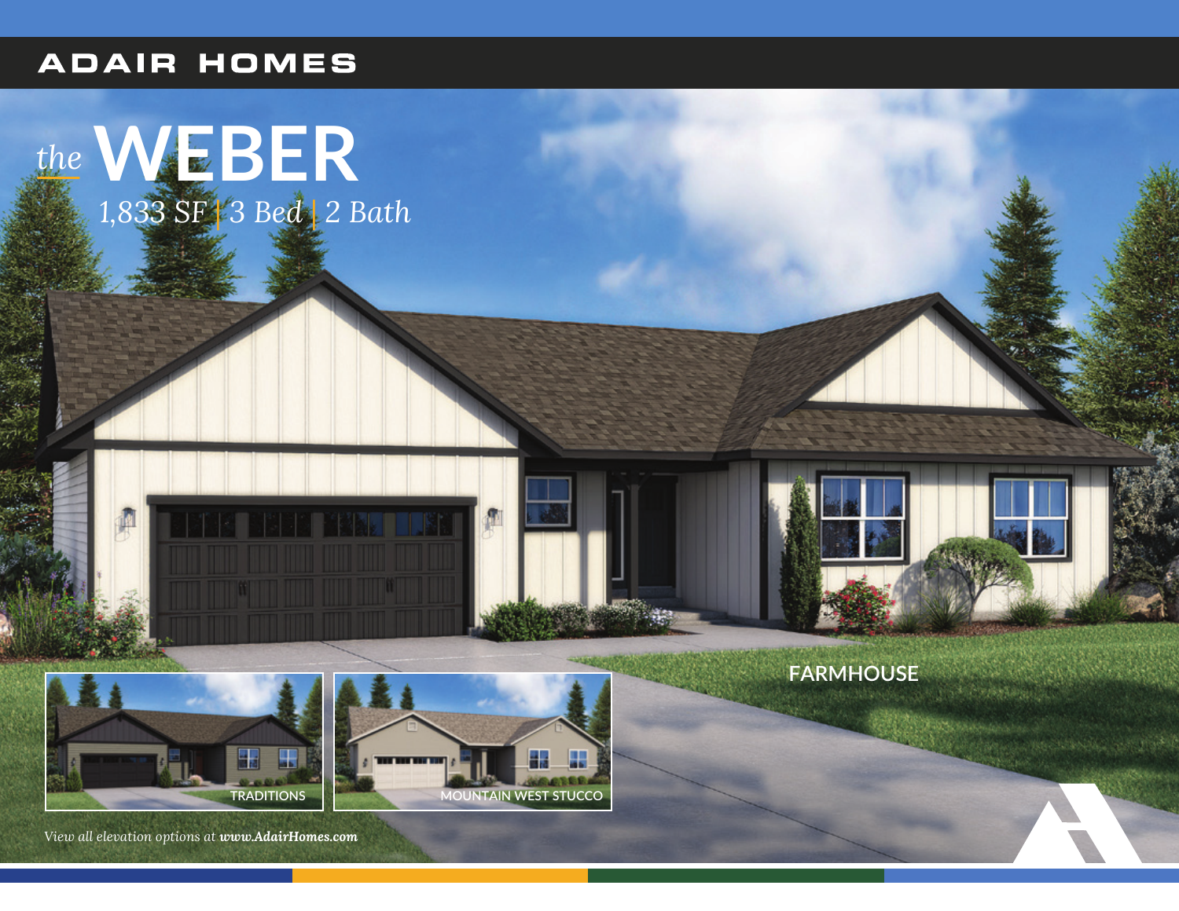ADAIR HOMES

# *the* WEBER

*1,833 SF | 3 Bed | 2 Bath*

FARMHOUSE

TRADITIONS

MOUNTAIN WEST STUCCO

*View all elevation options at **www.AdairHomes.com***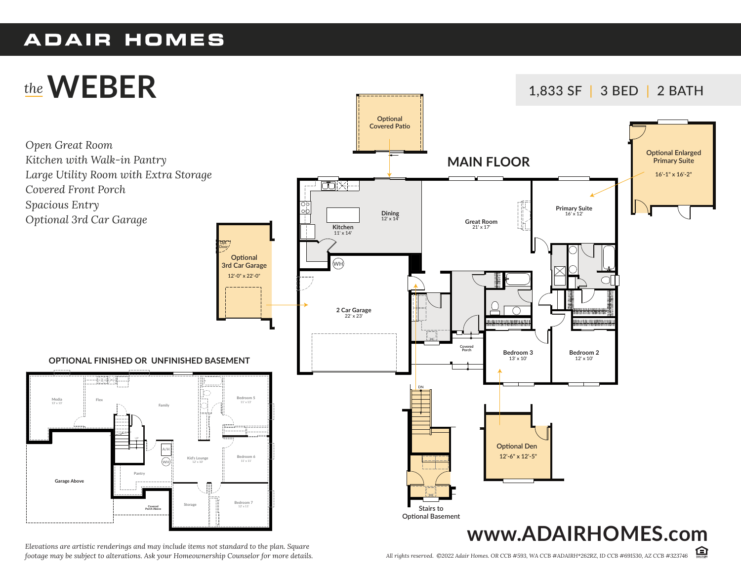# ADAIR HOMES

## *the* WEBER

1,833 SF | 3 BED | 2 BATH

*Open Great Room*
*Kitchen with Walk-in Pantry*
*Large Utility Room with Extra Storage*
*Covered Front Porch*
*Spacious Entry*
*Optional 3rd Car Garage*

### MAIN FLOOR

Optional Covered Patio

Optional Enlarged Primary Suite
16'-1" x 16'-2"

Kitchen
11' x 14'

Dining
12' x 14'

Great Room
21' x 17'

Primary Suite
16' x 12'

Optional 3rd Car Garage
12'-0" x 22'-0"

Opt. Door

WH

2 Car Garage
22' x 23'

Covered Porch

Bedroom 3
13' x 10'

Bedroom 2
12' x 10'

DN

Optional Den
12'-6" x 12'-5"

Stairs to Optional Basement

### OPTIONAL FINISHED OR UNFINISHED BASEMENT

Media
12' x 13'

Flex

Family

Bedroom 5
11' x 13'

UP

A/H

WH

Kid's Lounge
12' x 10'

Bedroom 6
11' x 11'

Pantry

Garage Above

Covered Porch Above

Storage

Bedroom 7
12' x 11'

www.ADAIRHOMES.com

*Elevations are artistic renderings and may include items not standard to the plan. Square footage may be subject to alterations. Ask your Homeownership Counselor for more details.*

*All rights reserved. ©2022 Adair Homes. OR CCB #593, WA CCB #ADAIRH*262RZ, ID CCB #691530, AZ CCB #323746*